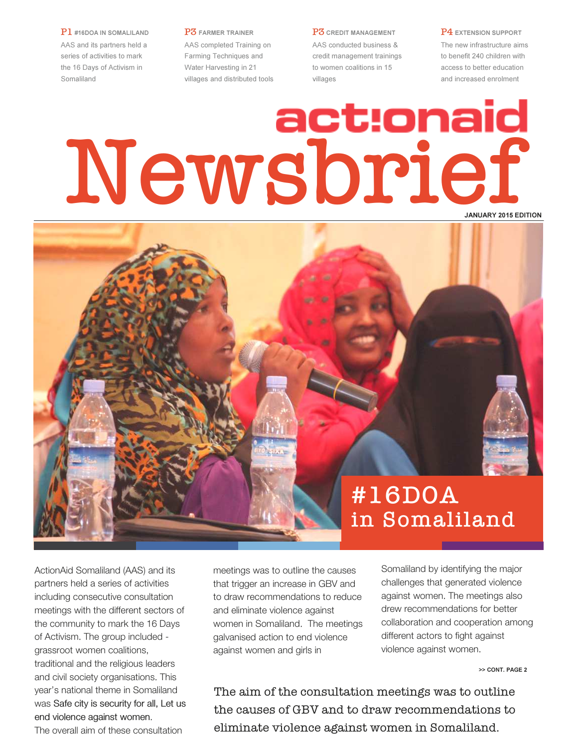**P1 #16DOA IN SOMALILAND**
AAS and its partners held a series of activities to mark the 16 Days of Activism in Somaliland

**P3 FARMER TRAINER**
AAS completed Training on Farming Techniques and Water Harvesting in 21 villages and distributed tools

**P3 CREDIT MANAGEMENT**
AAS conducted business & credit management trainings to women coalitions in 15 villages

**P4 EXTENSION SUPPORT**
The new infrastructure aims to benefit 240 children with access to better education and increased enrolment

# actionaid Newsbrief

JANUARY 2015 EDITION

## #16DOA in Somaliland

ActionAid Somaliland (AAS) and its partners held a series of activities including consecutive consultation meetings with the different sectors of the community to mark the 16 Days of Activism. The group included - grassroot women coalitions, traditional and the religious leaders and civil society organisations. This year's national theme in Somaliland was Safe city is security for all, Let us end violence against women.
The overall aim of these consultation meetings was to outline the causes that trigger an increase in GBV and to draw recommendations to reduce and eliminate violence against women in Somaliland. The meetings galvanised action to end violence against women and girls in Somaliland by identifying the major challenges that generated violence against women. The meetings also drew recommendations for better collaboration and cooperation among different actors to fight against violence against women.

>> CONT. PAGE 2

The aim of the consultation meetings was to outline the causes of GBV and to draw recommendations to eliminate violence against women in Somaliland.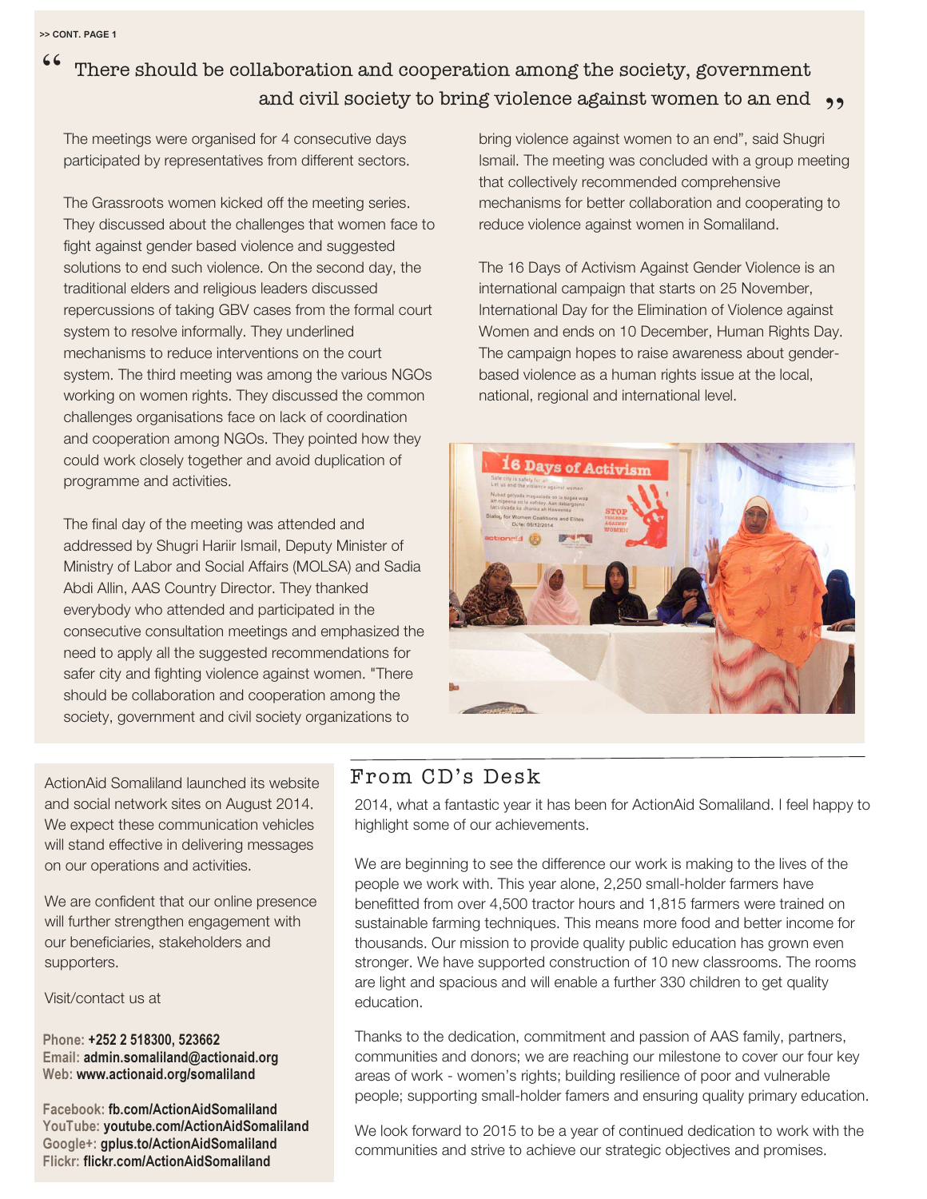>> CONT. PAGE 1

> "There should be collaboration and cooperation among the society, government and civil society to bring violence against women to an end"

The meetings were organised for 4 consecutive days participated by representatives from different sectors.

The Grassroots women kicked off the meeting series. They discussed about the challenges that women face to fight against gender based violence and suggested solutions to end such violence. On the second day, the traditional elders and religious leaders discussed repercussions of taking GBV cases from the formal court system to resolve informally. They underlined mechanisms to reduce interventions on the court system. The third meeting was among the various NGOs working on women rights. They discussed the common challenges organisations face on lack of coordination and cooperation among NGOs. They pointed how they could work closely together and avoid duplication of programme and activities.

The final day of the meeting was attended and addressed by Shugri Hariir Ismail, Deputy Minister of Ministry of Labor and Social Affairs (MOLSA) and Sadia Abdi Allin, AAS Country Director. They thanked everybody who attended and participated in the consecutive consultation meetings and emphasized the need to apply all the suggested recommendations for safer city and fighting violence against women. "There should be collaboration and cooperation among the society, government and civil society organizations to bring violence against women to an end", said Shugri Ismail. The meeting was concluded with a group meeting that collectively recommended comprehensive mechanisms for better collaboration and cooperating to reduce violence against women in Somaliland.

The 16 Days of Activism Against Gender Violence is an international campaign that starts on 25 November, International Day for the Elimination of Violence against Women and ends on 10 December, Human Rights Day. The campaign hopes to raise awareness about gender-based violence as a human rights issue at the local, national, regional and international level.

ActionAid Somaliland launched its website and social network sites on August 2014. We expect these communication vehicles will stand effective in delivering messages on our operations and activities.

We are confident that our online presence will further strengthen engagement with our beneficiaries, stakeholders and supporters.

Visit/contact us at

**Phone:** +252 2 518300, 523662
**Email:** admin.somaliland@actionaid.org
**Web:** www.actionaid.org/somaliland

**Facebook:** fb.com/ActionAidSomaliland
**YouTube:** youtube.com/ActionAidSomaliland
**Google+:** gplus.to/ActionAidSomaliland
**Flickr:** flickr.com/ActionAidSomaliland

## From CD's Desk

2014, what a fantastic year it has been for ActionAid Somaliland. I feel happy to highlight some of our achievements.

We are beginning to see the difference our work is making to the lives of the people we work with. This year alone, 2,250 small-holder farmers have benefitted from over 4,500 tractor hours and 1,815 farmers were trained on sustainable farming techniques. This means more food and better income for thousands. Our mission to provide quality public education has grown even stronger. We have supported construction of 10 new classrooms. The rooms are light and spacious and will enable a further 330 children to get quality education.

Thanks to the dedication, commitment and passion of AAS family, partners, communities and donors; we are reaching our milestone to cover our four key areas of work - women's rights; building resilience of poor and vulnerable people; supporting small-holder famers and ensuring quality primary education.

We look forward to 2015 to be a year of continued dedication to work with the communities and strive to achieve our strategic objectives and promises.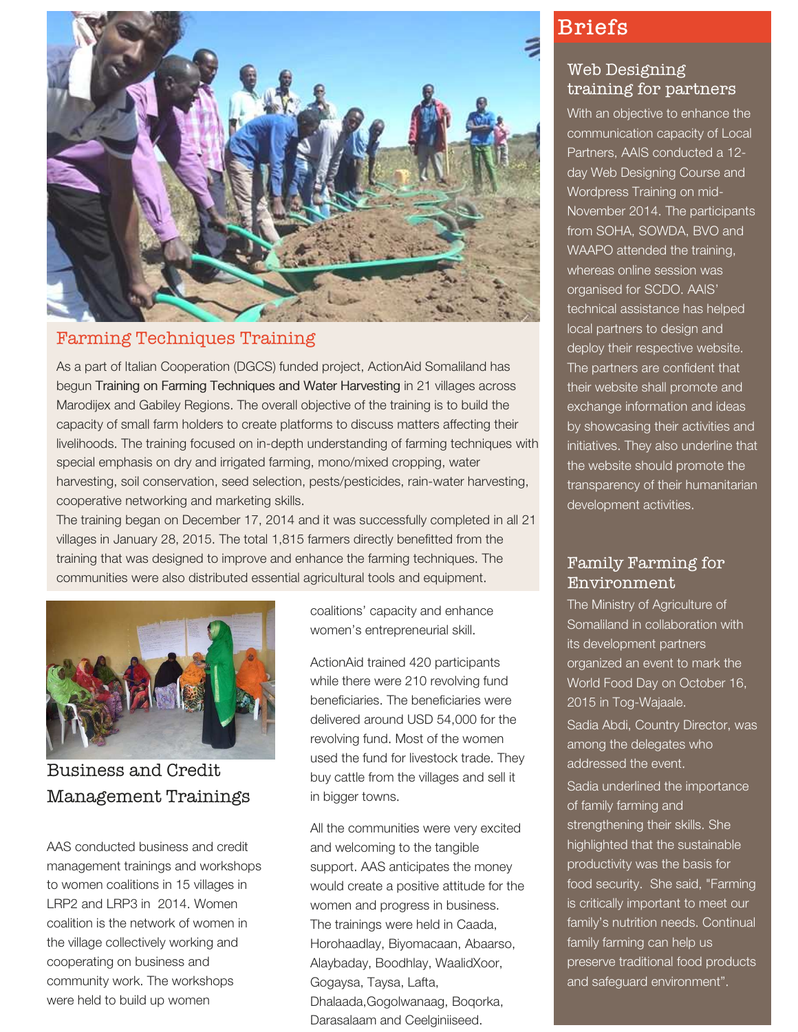## Farming Techniques Training

As a part of Italian Cooperation (DGCS) funded project, ActionAid Somaliland has begun Training on Farming Techniques and Water Harvesting in 21 villages across Marodijex and Gabiley Regions. The overall objective of the training is to build the capacity of small farm holders to create platforms to discuss matters affecting their livelihoods. The training focused on in-depth understanding of farming techniques with special emphasis on dry and irrigated farming, mono/mixed cropping, water harvesting, soil conservation, seed selection, pests/pesticides, rain-water harvesting, cooperative networking and marketing skills.

The training began on December 17, 2014 and it was successfully completed in all 21 villages in January 28, 2015. The total 1,815 farmers directly benefitted from the training that was designed to improve and enhance the farming techniques. The communities were also distributed essential agricultural tools and equipment.

## Business and Credit Management Trainings

AAS conducted business and credit management trainings and workshops to women coalitions in 15 villages in LRP2 and LRP3 in 2014. Women coalition is the network of women in the village collectively working and cooperating on business and community work. The workshops were held to build up women coalitions' capacity and enhance women's entrepreneurial skill.

ActionAid trained 420 participants while there were 210 revolving fund beneficiaries. The beneficiaries were delivered around USD 54,000 for the revolving fund. Most of the women used the fund for livestock trade. They buy cattle from the villages and sell it in bigger towns.

All the communities were very excited and welcoming to the tangible support. AAS anticipates the money would create a positive attitude for the women and progress in business. The trainings were held in Caada, Horohaadlay, Biyomacaan, Abaarso, Alaybaday, Boodhlay, WaalidXoor, Gogaysa, Taysa, Lafta, Dhalaada,Gogolwanaag, Boqorka, Darasalaam and Ceelginiiseed.

## Briefs

### Web Designing training for partners

With an objective to enhance the communication capacity of Local Partners, AAIS conducted a 12-day Web Designing Course and Wordpress Training on mid-November 2014. The participants from SOHA, SOWDA, BVO and WAAPO attended the training, whereas online session was organised for SCDO. AAIS' technical assistance has helped local partners to design and deploy their respective website. The partners are confident that their website shall promote and exchange information and ideas by showcasing their activities and initiatives. They also underline that the website should promote the transparency of their humanitarian development activities.

### Family Farming for Environment

The Ministry of Agriculture of Somaliland in collaboration with its development partners organized an event to mark the World Food Day on October 16, 2015 in Tog-Wajaale.

Sadia Abdi, Country Director, was among the delegates who addressed the event.

Sadia underlined the importance of family farming and strengthening their skills. She highlighted that the sustainable productivity was the basis for food security. She said, "Farming is critically important to meet our family's nutrition needs. Continual family farming can help us preserve traditional food products and safeguard environment".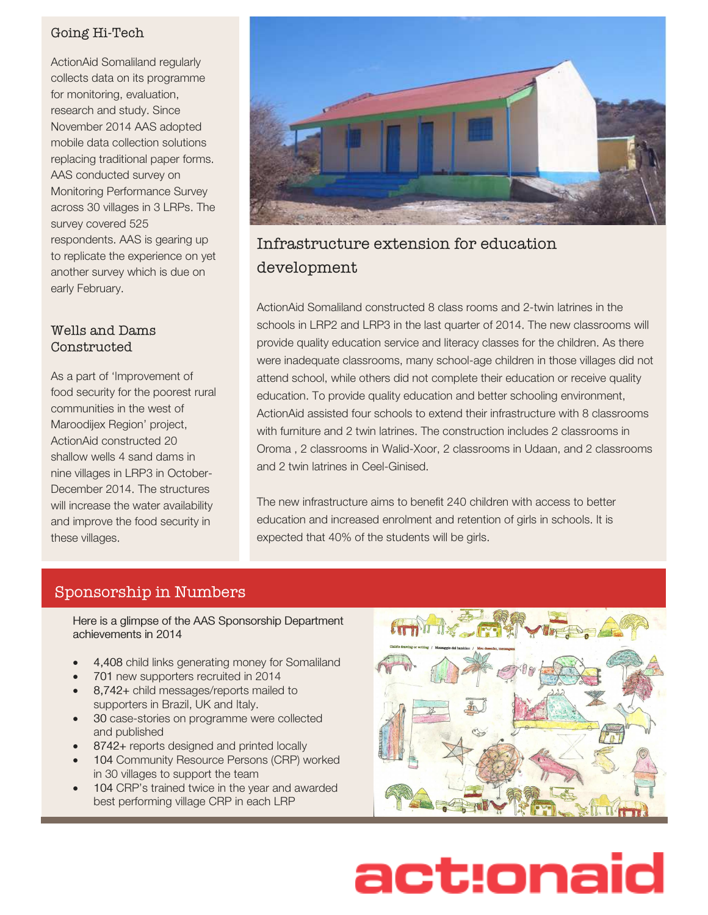## Going Hi-Tech

ActionAid Somaliland regularly collects data on its programme for monitoring, evaluation, research and study. Since November 2014 AAS adopted mobile data collection solutions replacing traditional paper forms. AAS conducted survey on Monitoring Performance Survey across 30 villages in 3 LRPs. The survey covered 525 respondents. AAS is gearing up to replicate the experience on yet another survey which is due on early February.

## Wells and Dams Constructed

As a part of 'Improvement of food security for the poorest rural communities in the west of Maroodijex Region' project, ActionAid constructed 20 shallow wells 4 sand dams in nine villages in LRP3 in October-December 2014. The structures will increase the water availability and improve the food security in these villages.

## Infrastructure extension for education development

ActionAid Somaliland constructed 8 class rooms and 2-twin latrines in the schools in LRP2 and LRP3 in the last quarter of 2014. The new classrooms will provide quality education service and literacy classes for the children. As there were inadequate classrooms, many school-age children in those villages did not attend school, while others did not complete their education or receive quality education. To provide quality education and better schooling environment, ActionAid assisted four schools to extend their infrastructure with 8 classrooms with furniture and 2 twin latrines. The construction includes 2 classrooms in Oroma , 2 classrooms in Walid-Xoor, 2 classrooms in Udaan, and 2 classrooms and 2 twin latrines in Ceel-Ginised.

The new infrastructure aims to benefit 240 children with access to better education and increased enrolment and retention of girls in schools. It is expected that 40% of the students will be girls.

## Sponsorship in Numbers

Here is a glimpse of the AAS Sponsorship Department achievements in 2014

- 4,408 child links generating money for Somaliland
- 701 new supporters recruited in 2014
- 8,742+ child messages/reports mailed to supporters in Brazil, UK and Italy.
- 30 case-stories on programme were collected and published
- 8742+ reports designed and printed locally
- 104 Community Resource Persons (CRP) worked in 30 villages to support the team
- 104 CRP's trained twice in the year and awarded best performing village CRP in each LRP

act!onaid